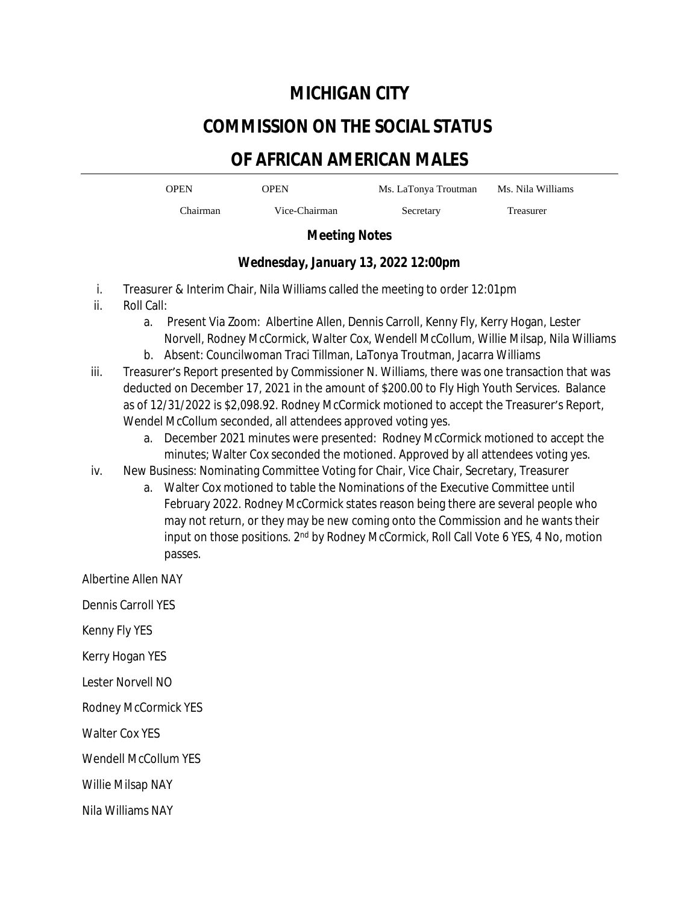# MICHIGAN CITY

# COMMISSION ON THE SOCIAL STATUS

# OF AFRICAN AMERICAN MALES

| OPEN | OPEN | Ms. LaTonya Troutman | Ms. Nila Williams |
|---|---|---|---|
| Chairman | Vice-Chairman | Secretary | Treasurer |

**Meeting Notes**

***Wednesday, January 13, 2022 12:00pm***

i. Treasurer & Interim Chair, Nila Williams called the meeting to order 12:01pm

ii. Roll Call:
   a. Present Via Zoom: Albertine Allen, Dennis Carroll, Kenny Fly, Kerry Hogan, Lester Norvell, Rodney McCormick, Walter Cox, Wendell McCollum, Willie Milsap, Nila Williams
   b. Absent: Councilwoman Traci Tillman, LaTonya Troutman, Jacarra Williams

iii. Treasurer's Report presented by Commissioner N. Williams, there was one transaction that was deducted on December 17, 2021 in the amount of $200.00 to Fly High Youth Services. Balance as of 12/31/2022 is $2,098.92. Rodney McCormick motioned to accept the Treasurer's Report, Wendel McCollum seconded, all attendees approved voting yes.
   a. December 2021 minutes were presented: Rodney McCormick motioned to accept the minutes; Walter Cox seconded the motioned. Approved by all attendees voting yes.

iv. New Business: Nominating Committee Voting for Chair, Vice Chair, Secretary, Treasurer
   a. Walter Cox motioned to table the Nominations of the Executive Committee until February 2022. Rodney McCormick states reason being there are several people who may not return, or they may be new coming onto the Commission and he wants their input on those positions. 2nd by Rodney McCormick, Roll Call Vote 6 YES, 4 No, motion passes.

Albertine Allen NAY

Dennis Carroll YES

Kenny Fly YES

Kerry Hogan YES

Lester Norvell NO

Rodney McCormick YES

Walter Cox YES

Wendell McCollum YES

Willie Milsap NAY

Nila Williams NAY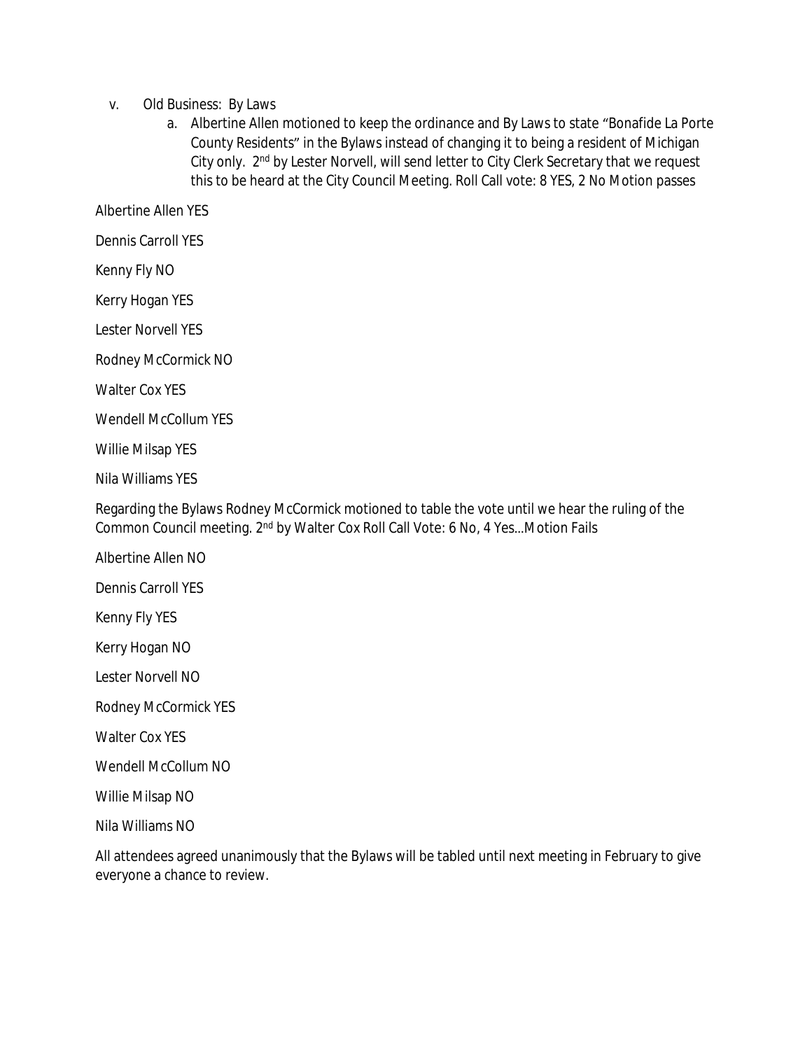v. Old Business: By Laws

   a. Albertine Allen motioned to keep the ordinance and By Laws to state "Bonafide La Porte County Residents" in the Bylaws instead of changing it to being a resident of Michigan City only. 2nd by Lester Norvell, will send letter to City Clerk Secretary that we request this to be heard at the City Council Meeting. Roll Call vote: 8 YES, 2 No Motion passes

Albertine Allen YES

Dennis Carroll YES

Kenny Fly NO

Kerry Hogan YES

Lester Norvell YES

Rodney McCormick NO

Walter Cox YES

Wendell McCollum YES

Willie Milsap YES

Nila Williams YES

Regarding the Bylaws Rodney McCormick motioned to table the vote until we hear the ruling of the Common Council meeting. 2nd by Walter Cox Roll Call Vote: 6 No, 4 Yes...Motion Fails

Albertine Allen NO

Dennis Carroll YES

Kenny Fly YES

Kerry Hogan NO

Lester Norvell NO

Rodney McCormick YES

Walter Cox YES

Wendell McCollum NO

Willie Milsap NO

Nila Williams NO

All attendees agreed unanimously that the Bylaws will be tabled until next meeting in February to give everyone a chance to review.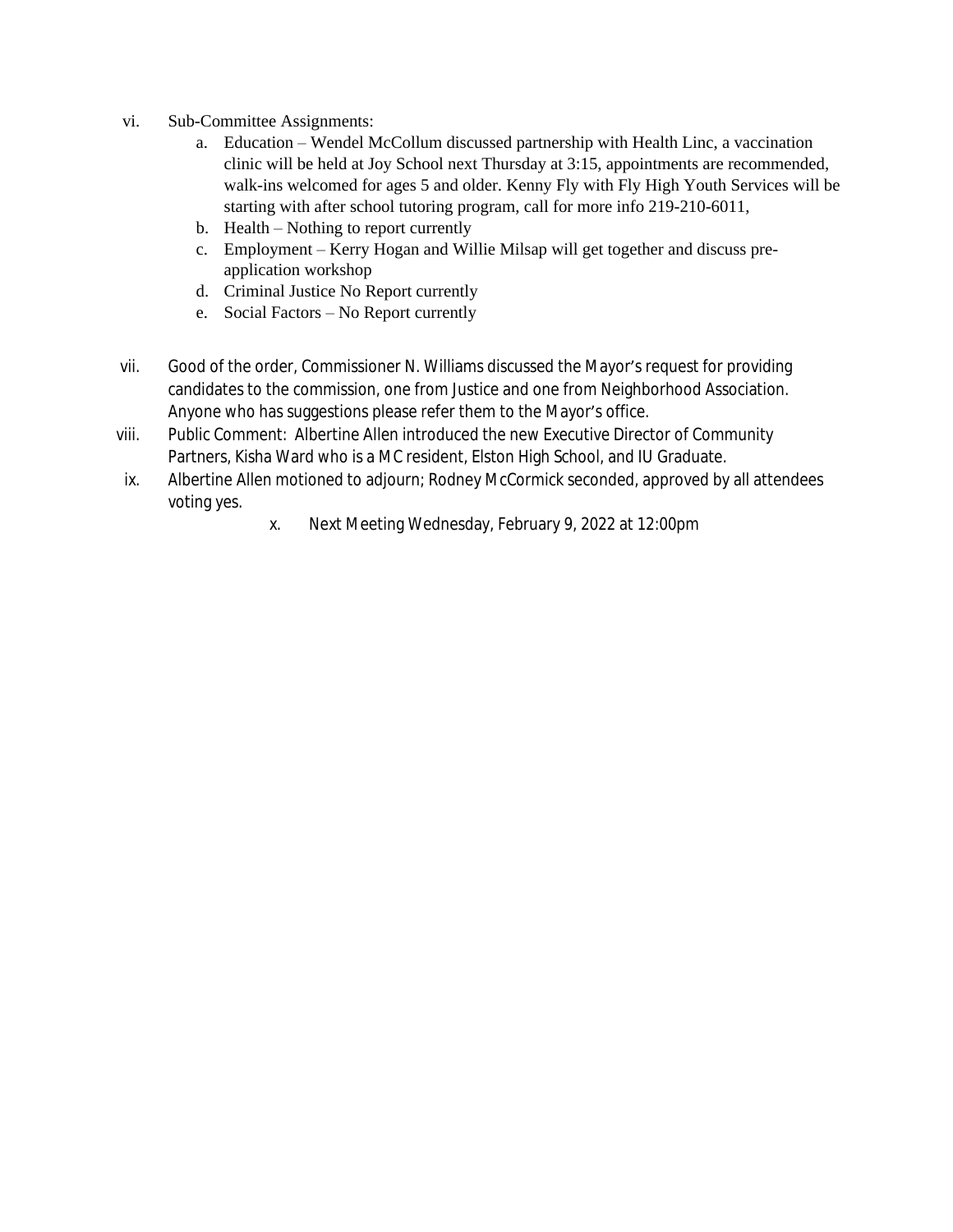vi. Sub-Committee Assignments:

   a. Education – Wendel McCollum discussed partnership with Health Linc, a vaccination clinic will be held at Joy School next Thursday at 3:15, appointments are recommended, walk-ins welcomed for ages 5 and older. Kenny Fly with Fly High Youth Services will be starting with after school tutoring program, call for more info 219-210-6011,

   b. Health – Nothing to report currently

   c. Employment – Kerry Hogan and Willie Milsap will get together and discuss pre-application workshop

   d. Criminal Justice No Report currently

   e. Social Factors – No Report currently

vii. Good of the order, Commissioner N. Williams discussed the Mayor's request for providing candidates to the commission, one from Justice and one from Neighborhood Association. Anyone who has suggestions please refer them to the Mayor's office.

viii. Public Comment: Albertine Allen introduced the new Executive Director of Community Partners, Kisha Ward who is a MC resident, Elston High School, and IU Graduate.

ix. Albertine Allen motioned to adjourn; Rodney McCormick seconded, approved by all attendees voting yes.

x. Next Meeting Wednesday, February 9, 2022 at 12:00pm